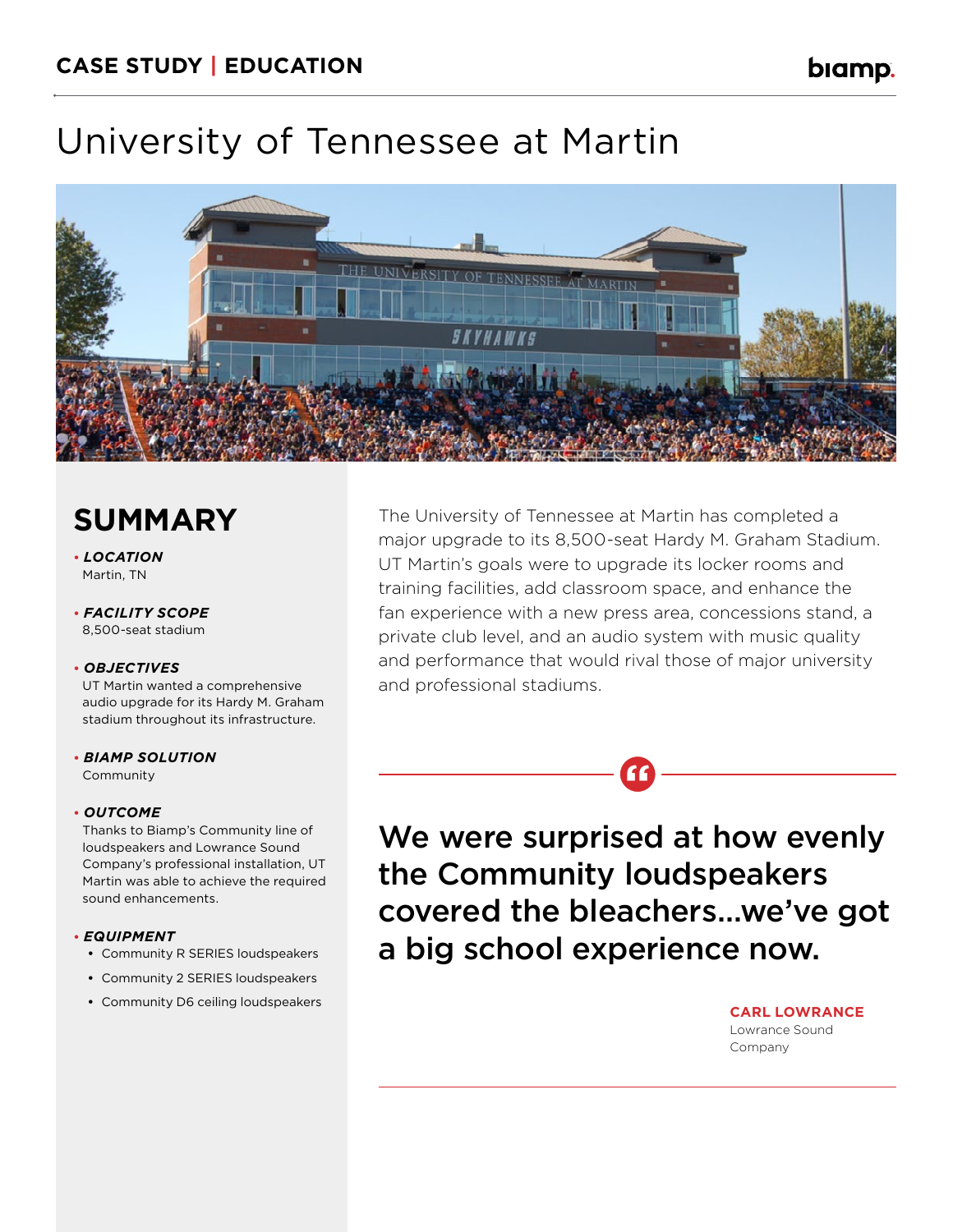CASE STUDY | EDUCATION

# University of Tennessee at Martin

## SUMMARY

- ***LOCATION***
  Martin, TN

- ***FACILITY SCOPE***
  8,500-seat stadium

- ***OBJECTIVES***
  UT Martin wanted a comprehensive audio upgrade for its Hardy M. Graham stadium throughout its infrastructure.

- ***BIAMP SOLUTION***
  Community

- ***OUTCOME***
  Thanks to Biamp's Community line of loudspeakers and Lowrance Sound Company's professional installation, UT Martin was able to achieve the required sound enhancements.

- ***EQUIPMENT***
  - Community R SERIES loudspeakers
  - Community 2 SERIES loudspeakers
  - Community D6 ceiling loudspeakers

The University of Tennessee at Martin has completed a major upgrade to its 8,500-seat Hardy M. Graham Stadium. UT Martin's goals were to upgrade its locker rooms and training facilities, add classroom space, and enhance the fan experience with a new press area, concessions stand, a private club level, and an audio system with music quality and performance that would rival those of major university and professional stadiums.

**We were surprised at how evenly the Community loudspeakers covered the bleachers...we've got a big school experience now.**

**CARL LOWRANCE**
Lowrance Sound Company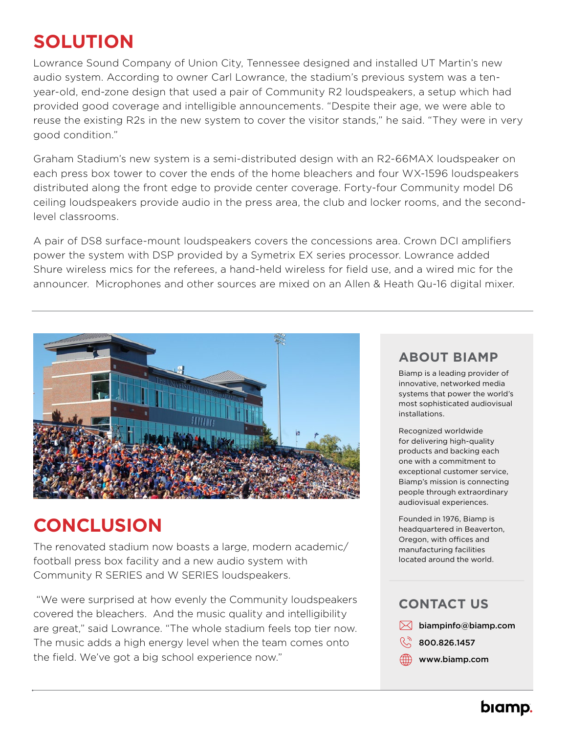## SOLUTION

Lowrance Sound Company of Union City, Tennessee designed and installed UT Martin's new audio system. According to owner Carl Lowrance, the stadium's previous system was a ten-year-old, end-zone design that used a pair of Community R2 loudspeakers, a setup which had provided good coverage and intelligible announcements. "Despite their age, we were able to reuse the existing R2s in the new system to cover the visitor stands," he said. "They were in very good condition."

Graham Stadium's new system is a semi-distributed design with an R2-66MAX loudspeaker on each press box tower to cover the ends of the home bleachers and four WX-1596 loudspeakers distributed along the front edge to provide center coverage. Forty-four Community model D6 ceiling loudspeakers provide audio in the press area, the club and locker rooms, and the second-level classrooms.

A pair of DS8 surface-mount loudspeakers covers the concessions area. Crown DCI amplifiers power the system with DSP provided by a Symetrix EX series processor. Lowrance added Shure wireless mics for the referees, a hand-held wireless for field use, and a wired mic for the announcer. Microphones and other sources are mixed on an Allen & Heath Qu-16 digital mixer.

## CONCLUSION

The renovated stadium now boasts a large, modern academic/football press box facility and a new audio system with Community R SERIES and W SERIES loudspeakers.

"We were surprised at how evenly the Community loudspeakers covered the bleachers. And the music quality and intelligibility are great," said Lowrance. "The whole stadium feels top tier now. The music adds a high energy level when the team comes onto the field. We've got a big school experience now."

### ABOUT BIAMP

Biamp is a leading provider of innovative, networked media systems that power the world's most sophisticated audiovisual installations.

Recognized worldwide for delivering high-quality products and backing each one with a commitment to exceptional customer service, Biamp's mission is connecting people through extraordinary audiovisual experiences.

Founded in 1976, Biamp is headquartered in Beaverton, Oregon, with offices and manufacturing facilities located around the world.

### CONTACT US

**biampinfo@biamp.com**

**800.826.1457**

**www.biamp.com**

biamp.